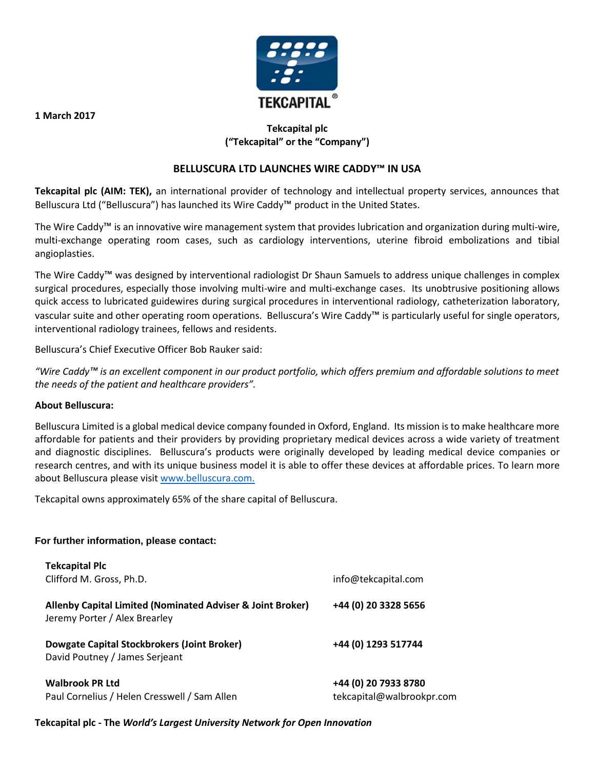1 March 2017

**Tekcapital plc**
**("Tekcapital" or the "Company")**

## BELLUSCURA LTD LAUNCHES WIRE CADDY™ IN USA

**Tekcapital plc (AIM: TEK),** an international provider of technology and intellectual property services, announces that Belluscura Ltd ("Belluscura") has launched its Wire Caddy™ product in the United States.

The Wire Caddy™ is an innovative wire management system that provides lubrication and organization during multi-wire, multi-exchange operating room cases, such as cardiology interventions, uterine fibroid embolizations and tibial angioplasties.

The Wire Caddy™ was designed by interventional radiologist Dr Shaun Samuels to address unique challenges in complex surgical procedures, especially those involving multi-wire and multi-exchange cases. Its unobtrusive positioning allows quick access to lubricated guidewires during surgical procedures in interventional radiology, catheterization laboratory, vascular suite and other operating room operations. Belluscura's Wire Caddy™ is particularly useful for single operators, interventional radiology trainees, fellows and residents.

Belluscura's Chief Executive Officer Bob Rauker said:

*"Wire Caddy™ is an excellent component in our product portfolio, which offers premium and affordable solutions to meet the needs of the patient and healthcare providers".*

**About Belluscura:**

Belluscura Limited is a global medical device company founded in Oxford, England. Its mission is to make healthcare more affordable for patients and their providers by providing proprietary medical devices across a wide variety of treatment and diagnostic disciplines. Belluscura's products were originally developed by leading medical device companies or research centres, and with its unique business model it is able to offer these devices at affordable prices. To learn more about Belluscura please visit www.belluscura.com.

Tekcapital owns approximately 65% of the share capital of Belluscura.

**For further information, please contact:**

| | |
|---|---|
| **Tekcapital Plc**<br>Clifford M. Gross, Ph.D. | info@tekcapital.com |
| **Allenby Capital Limited (Nominated Adviser & Joint Broker)**<br>Jeremy Porter / Alex Brearley | **+44 (0) 20 3328 5656** |
| **Dowgate Capital Stockbrokers (Joint Broker)**<br>David Poutney / James Serjeant | **+44 (0) 1293 517744** |
| **Walbrook PR Ltd**<br>Paul Cornelius / Helen Cresswell / Sam Allen | **+44 (0) 20 7933 8780**<br>tekcapital@walbrookpr.com |

**Tekcapital plc - The *World's Largest University Network for Open Innovation***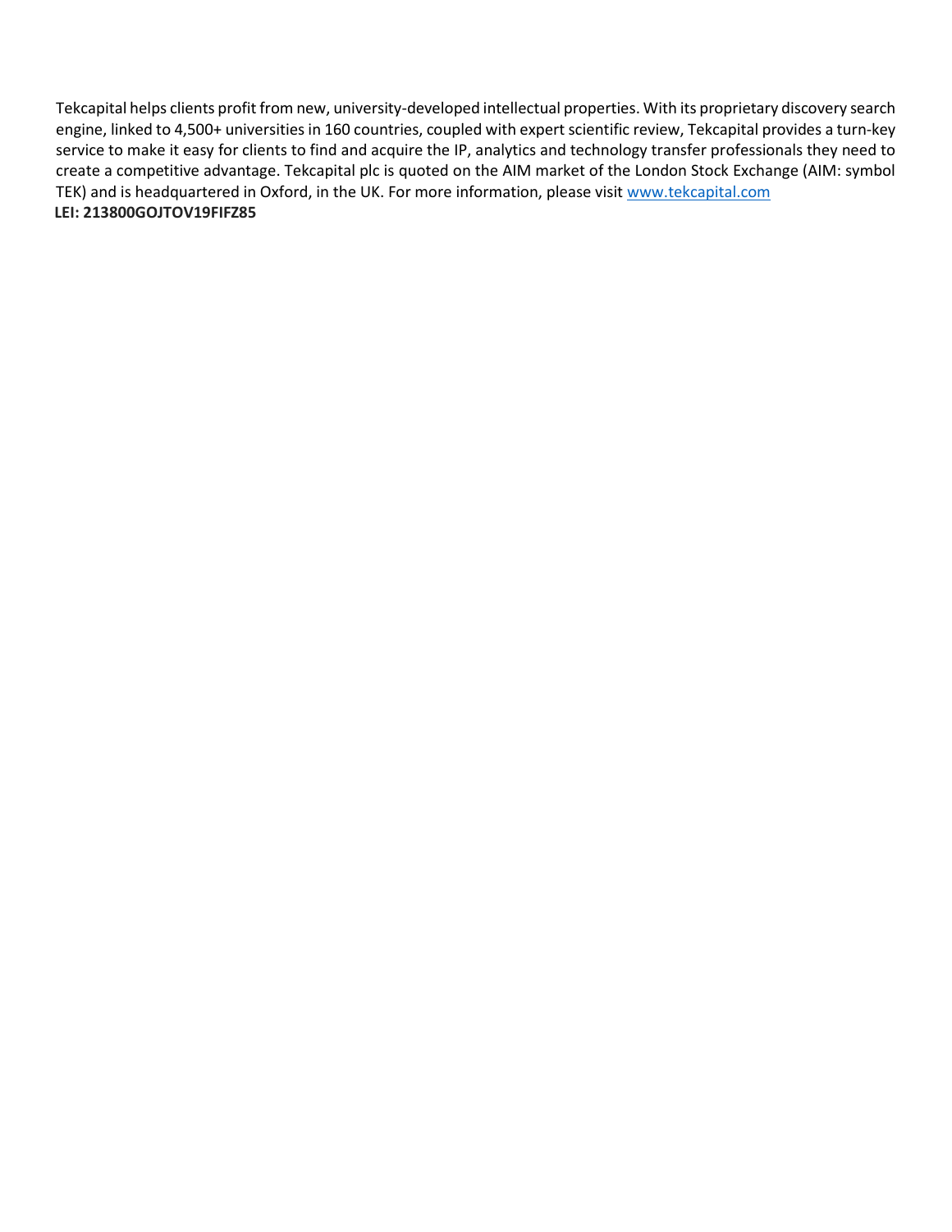Tekcapital helps clients profit from new, university-developed intellectual properties. With its proprietary discovery search engine, linked to 4,500+ universities in 160 countries, coupled with expert scientific review, Tekcapital provides a turn-key service to make it easy for clients to find and acquire the IP, analytics and technology transfer professionals they need to create a competitive advantage. Tekcapital plc is quoted on the AIM market of the London Stock Exchange (AIM: symbol TEK) and is headquartered in Oxford, in the UK. For more information, please visit www.tekcapital.com

**LEI: 213800GOJTOV19FIFZ85**